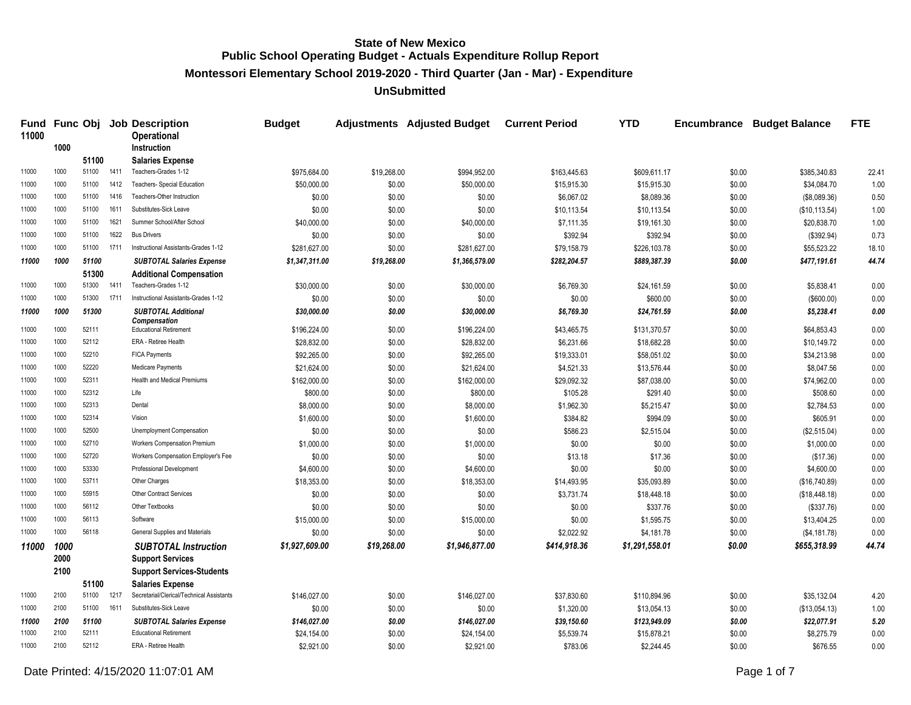# State of New Mexico
## Public School Operating Budget - Actuals Expenditure Rollup Report
### Montessori Elementary School 2019-2020 - Third Quarter (Jan - Mar) - Expenditure
### UnSubmitted

| Fund | Func | Obj | Job | Description | Budget | Adjustments | Adjusted Budget | Current Period | YTD | Encumbrance | Budget Balance | FTE |
|---|---|---|---|---|---|---|---|---|---|---|---|---|
| **11000** | | | | **Operational** | | | | | | | | |
| | **1000** | | | **Instruction** | | | | | | | | |
| | | **51100** | | **Salaries Expense** | | | | | | | | |
| 11000 | 1000 | 51100 | 1411 | Teachers-Grades 1-12 | $975,684.00 | $19,268.00 | $994,952.00 | $163,445.63 | $609,611.17 | $0.00 | $385,340.83 | 22.41 |
| 11000 | 1000 | 51100 | 1412 | Teachers- Special Education | $50,000.00 | $0.00 | $50,000.00 | $15,915.30 | $15,915.30 | $0.00 | $34,084.70 | 1.00 |
| 11000 | 1000 | 51100 | 1416 | Teachers-Other Instruction | $0.00 | $0.00 | $0.00 | $6,067.02 | $8,089.36 | $0.00 | ($8,089.36) | 0.50 |
| 11000 | 1000 | 51100 | 1611 | Substitutes-Sick Leave | $0.00 | $0.00 | $0.00 | $10,113.54 | $10,113.54 | $0.00 | ($10,113.54) | 1.00 |
| 11000 | 1000 | 51100 | 1621 | Summer School/After School | $40,000.00 | $0.00 | $40,000.00 | $7,111.35 | $19,161.30 | $0.00 | $20,838.70 | 1.00 |
| 11000 | 1000 | 51100 | 1622 | Bus Drivers | $0.00 | $0.00 | $0.00 | $392.94 | $392.94 | $0.00 | ($392.94) | 0.73 |
| 11000 | 1000 | 51100 | 1711 | Instructional Assistants-Grades 1-12 | $281,627.00 | $0.00 | $281,627.00 | $79,158.79 | $226,103.78 | $0.00 | $55,523.22 | 18.10 |
| ***11000*** | ***1000*** | ***51100*** | | ***SUBTOTAL Salaries Expense*** | ***$1,347,311.00*** | ***$19,268.00*** | ***$1,366,579.00*** | ***$282,204.57*** | ***$889,387.39*** | ***$0.00*** | ***$477,191.61*** | ***44.74*** |
| | | **51300** | | **Additional Compensation** | | | | | | | | |
| 11000 | 1000 | 51300 | 1411 | Teachers-Grades 1-12 | $30,000.00 | $0.00 | $30,000.00 | $6,769.30 | $24,161.59 | $0.00 | $5,838.41 | 0.00 |
| 11000 | 1000 | 51300 | 1711 | Instructional Assistants-Grades 1-12 | $0.00 | $0.00 | $0.00 | $0.00 | $600.00 | $0.00 | ($600.00) | 0.00 |
| ***11000*** | ***1000*** | ***51300*** | | ***SUBTOTAL Additional Compensation*** | ***$30,000.00*** | ***$0.00*** | ***$30,000.00*** | ***$6,769.30*** | ***$24,761.59*** | ***$0.00*** | ***$5,238.41*** | ***0.00*** |
| 11000 | 1000 | 52111 | | Educational Retirement | $196,224.00 | $0.00 | $196,224.00 | $43,465.75 | $131,370.57 | $0.00 | $64,853.43 | 0.00 |
| 11000 | 1000 | 52112 | | ERA - Retiree Health | $28,832.00 | $0.00 | $28,832.00 | $6,231.66 | $18,682.28 | $0.00 | $10,149.72 | 0.00 |
| 11000 | 1000 | 52210 | | FICA Payments | $92,265.00 | $0.00 | $92,265.00 | $19,333.01 | $58,051.02 | $0.00 | $34,213.98 | 0.00 |
| 11000 | 1000 | 52220 | | Medicare Payments | $21,624.00 | $0.00 | $21,624.00 | $4,521.33 | $13,576.44 | $0.00 | $8,047.56 | 0.00 |
| 11000 | 1000 | 52311 | | Health and Medical Premiums | $162,000.00 | $0.00 | $162,000.00 | $29,092.32 | $87,038.00 | $0.00 | $74,962.00 | 0.00 |
| 11000 | 1000 | 52312 | | Life | $800.00 | $0.00 | $800.00 | $105.28 | $291.40 | $0.00 | $508.60 | 0.00 |
| 11000 | 1000 | 52313 | | Dental | $8,000.00 | $0.00 | $8,000.00 | $1,962.30 | $5,215.47 | $0.00 | $2,784.53 | 0.00 |
| 11000 | 1000 | 52314 | | Vision | $1,600.00 | $0.00 | $1,600.00 | $384.82 | $994.09 | $0.00 | $605.91 | 0.00 |
| 11000 | 1000 | 52500 | | Unemployment Compensation | $0.00 | $0.00 | $0.00 | $586.23 | $2,515.04 | $0.00 | ($2,515.04) | 0.00 |
| 11000 | 1000 | 52710 | | Workers Compensation Premium | $1,000.00 | $0.00 | $1,000.00 | $0.00 | $0.00 | $0.00 | $1,000.00 | 0.00 |
| 11000 | 1000 | 52720 | | Workers Compensation Employer's Fee | $0.00 | $0.00 | $0.00 | $13.18 | $17.36 | $0.00 | ($17.36) | 0.00 |
| 11000 | 1000 | 53330 | | Professional Development | $4,600.00 | $0.00 | $4,600.00 | $0.00 | $0.00 | $0.00 | $4,600.00 | 0.00 |
| 11000 | 1000 | 53711 | | Other Charges | $18,353.00 | $0.00 | $18,353.00 | $14,493.95 | $35,093.89 | $0.00 | ($16,740.89) | 0.00 |
| 11000 | 1000 | 55915 | | Other Contract Services | $0.00 | $0.00 | $0.00 | $3,731.74 | $18,448.18 | $0.00 | ($18,448.18) | 0.00 |
| 11000 | 1000 | 56112 | | Other Textbooks | $0.00 | $0.00 | $0.00 | $0.00 | $337.76 | $0.00 | ($337.76) | 0.00 |
| 11000 | 1000 | 56113 | | Software | $15,000.00 | $0.00 | $15,000.00 | $0.00 | $1,595.75 | $0.00 | $13,404.25 | 0.00 |
| 11000 | 1000 | 56118 | | General Supplies and Materials | $0.00 | $0.00 | $0.00 | $2,022.92 | $4,181.78 | $0.00 | ($4,181.78) | 0.00 |
| ***11000*** | ***1000*** | | | ***SUBTOTAL Instruction*** | ***$1,927,609.00*** | ***$19,268.00*** | ***$1,946,877.00*** | ***$414,918.36*** | ***$1,291,558.01*** | ***$0.00*** | ***$655,318.99*** | ***44.74*** |
| | **2000** | | | **Support Services** | | | | | | | | |
| | **2100** | | | **Support Services-Students** | | | | | | | | |
| | | **51100** | | **Salaries Expense** | | | | | | | | |
| 11000 | 2100 | 51100 | 1217 | Secretarial/Clerical/Technical Assistants | $146,027.00 | $0.00 | $146,027.00 | $37,830.60 | $110,894.96 | $0.00 | $35,132.04 | 4.20 |
| 11000 | 2100 | 51100 | 1611 | Substitutes-Sick Leave | $0.00 | $0.00 | $0.00 | $1,320.00 | $13,054.13 | $0.00 | ($13,054.13) | 1.00 |
| ***11000*** | ***2100*** | ***51100*** | | ***SUBTOTAL Salaries Expense*** | ***$146,027.00*** | ***$0.00*** | ***$146,027.00*** | ***$39,150.60*** | ***$123,949.09*** | ***$0.00*** | ***$22,077.91*** | ***5.20*** |
| 11000 | 2100 | 52111 | | Educational Retirement | $24,154.00 | $0.00 | $24,154.00 | $5,539.74 | $15,878.21 | $0.00 | $8,275.79 | 0.00 |
| 11000 | 2100 | 52112 | | ERA - Retiree Health | $2,921.00 | $0.00 | $2,921.00 | $783.06 | $2,244.45 | $0.00 | $676.55 | 0.00 |

Date Printed: 4/15/2020 11:07:01 AM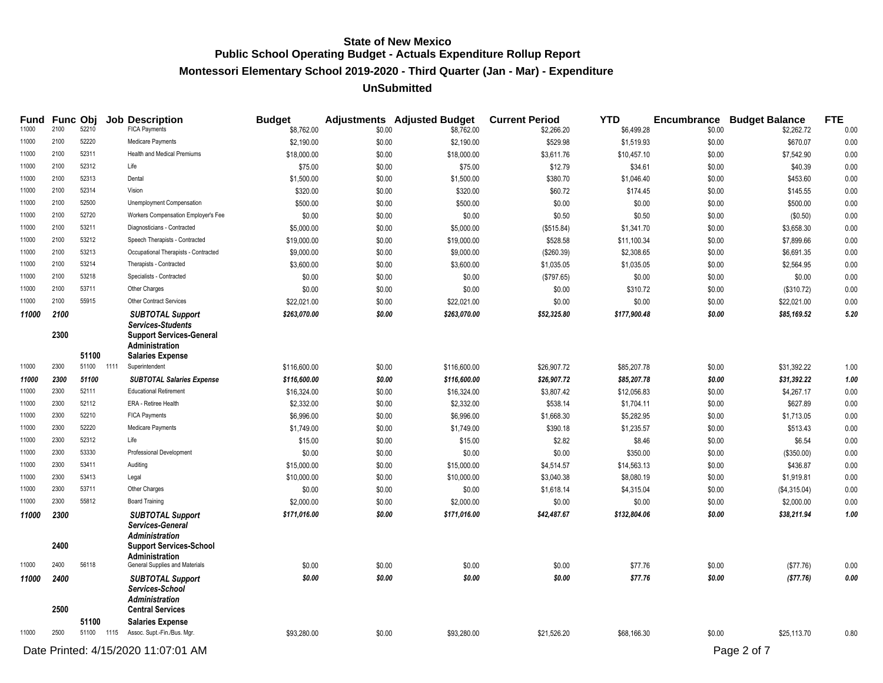# State of New Mexico
## Public School Operating Budget - Actuals Expenditure Rollup Report
### Montessori Elementary School 2019-2020 - Third Quarter (Jan - Mar) - Expenditure
### UnSubmitted

| Fund | Func | Obj | Job | Description | Budget | Adjustments | Adjusted Budget | Current Period | YTD | Encumbrance | Budget Balance | FTE |
|---|---|---|---|---|---|---|---|---|---|---|---|---|
| 11000 | 2100 | 52210 | | FICA Payments | $8,762.00 | $0.00 | $8,762.00 | $2,266.20 | $6,499.28 | $0.00 | $2,262.72 | 0.00 |
| 11000 | 2100 | 52220 | | Medicare Payments | $2,190.00 | $0.00 | $2,190.00 | $529.98 | $1,519.93 | $0.00 | $670.07 | 0.00 |
| 11000 | 2100 | 52311 | | Health and Medical Premiums | $18,000.00 | $0.00 | $18,000.00 | $3,611.76 | $10,457.10 | $0.00 | $7,542.90 | 0.00 |
| 11000 | 2100 | 52312 | | Life | $75.00 | $0.00 | $75.00 | $12.79 | $34.61 | $0.00 | $40.39 | 0.00 |
| 11000 | 2100 | 52313 | | Dental | $1,500.00 | $0.00 | $1,500.00 | $380.70 | $1,046.40 | $0.00 | $453.60 | 0.00 |
| 11000 | 2100 | 52314 | | Vision | $320.00 | $0.00 | $320.00 | $60.72 | $174.45 | $0.00 | $145.55 | 0.00 |
| 11000 | 2100 | 52500 | | Unemployment Compensation | $500.00 | $0.00 | $500.00 | $0.00 | $0.00 | $0.00 | $500.00 | 0.00 |
| 11000 | 2100 | 52720 | | Workers Compensation Employer's Fee | $0.00 | $0.00 | $0.00 | $0.50 | $0.50 | $0.00 | ($0.50) | 0.00 |
| 11000 | 2100 | 53211 | | Diagnosticians - Contracted | $5,000.00 | $0.00 | $5,000.00 | ($515.84) | $1,341.70 | $0.00 | $3,658.30 | 0.00 |
| 11000 | 2100 | 53212 | | Speech Therapists - Contracted | $19,000.00 | $0.00 | $19,000.00 | $528.58 | $11,100.34 | $0.00 | $7,899.66 | 0.00 |
| 11000 | 2100 | 53213 | | Occupational Therapists - Contracted | $9,000.00 | $0.00 | $9,000.00 | ($260.39) | $2,308.65 | $0.00 | $6,691.35 | 0.00 |
| 11000 | 2100 | 53214 | | Therapists - Contracted | $3,600.00 | $0.00 | $3,600.00 | $1,035.05 | $1,035.05 | $0.00 | $2,564.95 | 0.00 |
| 11000 | 2100 | 53218 | | Specialists - Contracted | $0.00 | $0.00 | $0.00 | ($797.65) | $0.00 | $0.00 | $0.00 | 0.00 |
| 11000 | 2100 | 53711 | | Other Charges | $0.00 | $0.00 | $0.00 | $0.00 | $310.72 | $0.00 | ($310.72) | 0.00 |
| 11000 | 2100 | 55915 | | Other Contract Services | $22,021.00 | $0.00 | $22,021.00 | $0.00 | $0.00 | $0.00 | $22,021.00 | 0.00 |
| ***11000*** | ***2100*** | | | ***SUBTOTAL Support Services-Students*** | ***$263,070.00*** | ***$0.00*** | ***$263,070.00*** | ***$52,325.80*** | ***$177,900.48*** | ***$0.00*** | ***$85,169.52*** | ***5.20*** |
| | **2300** | | | **Support Services-General Administration** | | | | | | | | |
| | | **51100** | | **Salaries Expense** | | | | | | | | |
| 11000 | 2300 | 51100 | 1111 | Superintendent | $116,600.00 | $0.00 | $116,600.00 | $26,907.72 | $85,207.78 | $0.00 | $31,392.22 | 1.00 |
| ***11000*** | ***2300*** | ***51100*** | | ***SUBTOTAL Salaries Expense*** | ***$116,600.00*** | ***$0.00*** | ***$116,600.00*** | ***$26,907.72*** | ***$85,207.78*** | ***$0.00*** | ***$31,392.22*** | ***1.00*** |
| 11000 | 2300 | 52111 | | Educational Retirement | $16,324.00 | $0.00 | $16,324.00 | $3,807.42 | $12,056.83 | $0.00 | $4,267.17 | 0.00 |
| 11000 | 2300 | 52112 | | ERA - Retiree Health | $2,332.00 | $0.00 | $2,332.00 | $538.14 | $1,704.11 | $0.00 | $627.89 | 0.00 |
| 11000 | 2300 | 52210 | | FICA Payments | $6,996.00 | $0.00 | $6,996.00 | $1,668.30 | $5,282.95 | $0.00 | $1,713.05 | 0.00 |
| 11000 | 2300 | 52220 | | Medicare Payments | $1,749.00 | $0.00 | $1,749.00 | $390.18 | $1,235.57 | $0.00 | $513.43 | 0.00 |
| 11000 | 2300 | 52312 | | Life | $15.00 | $0.00 | $15.00 | $2.82 | $8.46 | $0.00 | $6.54 | 0.00 |
| 11000 | 2300 | 53330 | | Professional Development | $0.00 | $0.00 | $0.00 | $0.00 | $350.00 | $0.00 | ($350.00) | 0.00 |
| 11000 | 2300 | 53411 | | Auditing | $15,000.00 | $0.00 | $15,000.00 | $4,514.57 | $14,563.13 | $0.00 | $436.87 | 0.00 |
| 11000 | 2300 | 53413 | | Legal | $10,000.00 | $0.00 | $10,000.00 | $3,040.38 | $8,080.19 | $0.00 | $1,919.81 | 0.00 |
| 11000 | 2300 | 53711 | | Other Charges | $0.00 | $0.00 | $0.00 | $1,618.14 | $4,315.04 | $0.00 | ($4,315.04) | 0.00 |
| 11000 | 2300 | 55812 | | Board Training | $2,000.00 | $0.00 | $2,000.00 | $0.00 | $0.00 | $0.00 | $2,000.00 | 0.00 |
| ***11000*** | ***2300*** | | | ***SUBTOTAL Support Services-General Administration*** | ***$171,016.00*** | ***$0.00*** | ***$171,016.00*** | ***$42,487.67*** | ***$132,804.06*** | ***$0.00*** | ***$38,211.94*** | ***1.00*** |
| | **2400** | | | **Support Services-School Administration** | | | | | | | | |
| 11000 | 2400 | 56118 | | General Supplies and Materials | $0.00 | $0.00 | $0.00 | $0.00 | $77.76 | $0.00 | ($77.76) | 0.00 |
| ***11000*** | ***2400*** | | | ***SUBTOTAL Support Services-School Administration*** | ***$0.00*** | ***$0.00*** | ***$0.00*** | ***$0.00*** | ***$77.76*** | ***$0.00*** | ***($77.76)*** | ***0.00*** |
| | **2500** | | | **Central Services** | | | | | | | | |
| | | **51100** | | **Salaries Expense** | | | | | | | | |
| 11000 | 2500 | 51100 | 1115 | Assoc. Supt.-Fin./Bus. Mgr. | $93,280.00 | $0.00 | $93,280.00 | $21,526.20 | $68,166.30 | $0.00 | $25,113.70 | 0.80 |

Date Printed: 4/15/2020 11:07:01 AM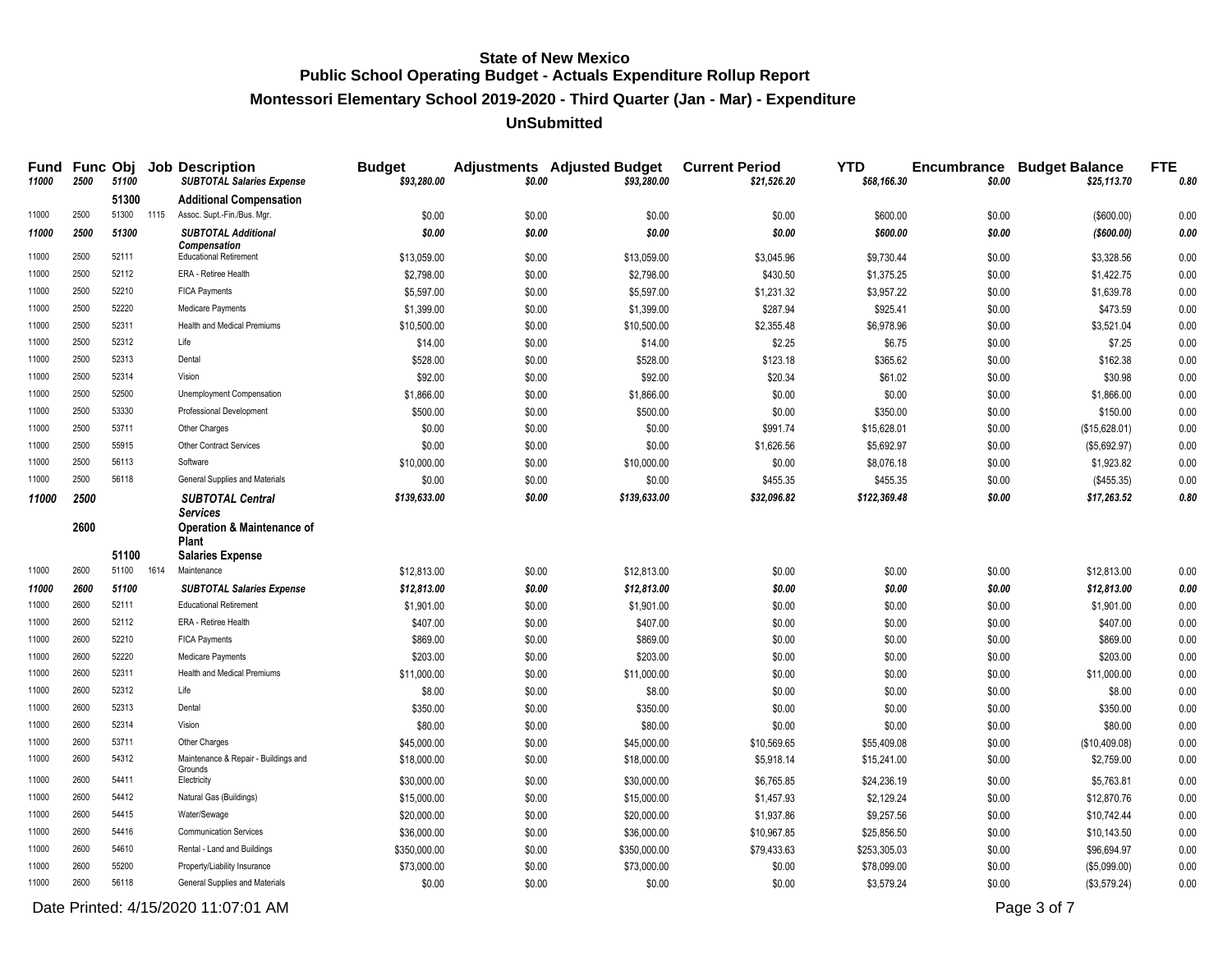# State of New Mexico
## Public School Operating Budget - Actuals Expenditure Rollup Report
### Montessori Elementary School 2019-2020 - Third Quarter (Jan - Mar) - Expenditure
### UnSubmitted

| Fund | Func | Obj | Job | Description | Budget | Adjustments | Adjusted Budget | Current Period | YTD | Encumbrance | Budget Balance | FTE |
|---|---|---|---|---|---|---|---|---|---|---|---|---|
| ***11000*** | ***2500*** | ***51100*** | | ***SUBTOTAL Salaries Expense*** | ***$93,280.00*** | ***$0.00*** | ***$93,280.00*** | ***$21,526.20*** | ***$68,166.30*** | ***$0.00*** | ***$25,113.70*** | ***0.80*** |
| | | **51300** | | **Additional Compensation** | | | | | | | | |
| 11000 | 2500 | 51300 | 1115 | Assoc. Supt.-Fin./Bus. Mgr. | $0.00 | $0.00 | $0.00 | $0.00 | $600.00 | $0.00 | ($600.00) | 0.00 |
| ***11000*** | ***2500*** | ***51300*** | | ***SUBTOTAL Additional Compensation*** | ***$0.00*** | ***$0.00*** | ***$0.00*** | ***$0.00*** | ***$600.00*** | ***$0.00*** | ***($600.00)*** | ***0.00*** |
| 11000 | 2500 | 52111 | | Educational Retirement | $13,059.00 | $0.00 | $13,059.00 | $3,045.96 | $9,730.44 | $0.00 | $3,328.56 | 0.00 |
| 11000 | 2500 | 52112 | | ERA - Retiree Health | $2,798.00 | $0.00 | $2,798.00 | $430.50 | $1,375.25 | $0.00 | $1,422.75 | 0.00 |
| 11000 | 2500 | 52210 | | FICA Payments | $5,597.00 | $0.00 | $5,597.00 | $1,231.32 | $3,957.22 | $0.00 | $1,639.78 | 0.00 |
| 11000 | 2500 | 52220 | | Medicare Payments | $1,399.00 | $0.00 | $1,399.00 | $287.94 | $925.41 | $0.00 | $473.59 | 0.00 |
| 11000 | 2500 | 52311 | | Health and Medical Premiums | $10,500.00 | $0.00 | $10,500.00 | $2,355.48 | $6,978.96 | $0.00 | $3,521.04 | 0.00 |
| 11000 | 2500 | 52312 | | Life | $14.00 | $0.00 | $14.00 | $2.25 | $6.75 | $0.00 | $7.25 | 0.00 |
| 11000 | 2500 | 52313 | | Dental | $528.00 | $0.00 | $528.00 | $123.18 | $365.62 | $0.00 | $162.38 | 0.00 |
| 11000 | 2500 | 52314 | | Vision | $92.00 | $0.00 | $92.00 | $20.34 | $61.02 | $0.00 | $30.98 | 0.00 |
| 11000 | 2500 | 52500 | | Unemployment Compensation | $1,866.00 | $0.00 | $1,866.00 | $0.00 | $0.00 | $0.00 | $1,866.00 | 0.00 |
| 11000 | 2500 | 53330 | | Professional Development | $500.00 | $0.00 | $500.00 | $0.00 | $350.00 | $0.00 | $150.00 | 0.00 |
| 11000 | 2500 | 53711 | | Other Charges | $0.00 | $0.00 | $0.00 | $991.74 | $15,628.01 | $0.00 | ($15,628.01) | 0.00 |
| 11000 | 2500 | 55915 | | Other Contract Services | $0.00 | $0.00 | $0.00 | $1,626.56 | $5,692.97 | $0.00 | ($5,692.97) | 0.00 |
| 11000 | 2500 | 56113 | | Software | $10,000.00 | $0.00 | $10,000.00 | $0.00 | $8,076.18 | $0.00 | $1,923.82 | 0.00 |
| 11000 | 2500 | 56118 | | General Supplies and Materials | $0.00 | $0.00 | $0.00 | $455.35 | $455.35 | $0.00 | ($455.35) | 0.00 |
| ***11000*** | ***2500*** | | | ***SUBTOTAL Central Services*** | ***$139,633.00*** | ***$0.00*** | ***$139,633.00*** | ***$32,096.82*** | ***$122,369.48*** | ***$0.00*** | ***$17,263.52*** | ***0.80*** |
| | **2600** | | | **Operation & Maintenance of Plant** | | | | | | | | |
| | | **51100** | | **Salaries Expense** | | | | | | | | |
| 11000 | 2600 | 51100 | 1614 | Maintenance | $12,813.00 | $0.00 | $12,813.00 | $0.00 | $0.00 | $0.00 | $12,813.00 | 0.00 |
| ***11000*** | ***2600*** | ***51100*** | | ***SUBTOTAL Salaries Expense*** | ***$12,813.00*** | ***$0.00*** | ***$12,813.00*** | ***$0.00*** | ***$0.00*** | ***$0.00*** | ***$12,813.00*** | ***0.00*** |
| 11000 | 2600 | 52111 | | Educational Retirement | $1,901.00 | $0.00 | $1,901.00 | $0.00 | $0.00 | $0.00 | $1,901.00 | 0.00 |
| 11000 | 2600 | 52112 | | ERA - Retiree Health | $407.00 | $0.00 | $407.00 | $0.00 | $0.00 | $0.00 | $407.00 | 0.00 |
| 11000 | 2600 | 52210 | | FICA Payments | $869.00 | $0.00 | $869.00 | $0.00 | $0.00 | $0.00 | $869.00 | 0.00 |
| 11000 | 2600 | 52220 | | Medicare Payments | $203.00 | $0.00 | $203.00 | $0.00 | $0.00 | $0.00 | $203.00 | 0.00 |
| 11000 | 2600 | 52311 | | Health and Medical Premiums | $11,000.00 | $0.00 | $11,000.00 | $0.00 | $0.00 | $0.00 | $11,000.00 | 0.00 |
| 11000 | 2600 | 52312 | | Life | $8.00 | $0.00 | $8.00 | $0.00 | $0.00 | $0.00 | $8.00 | 0.00 |
| 11000 | 2600 | 52313 | | Dental | $350.00 | $0.00 | $350.00 | $0.00 | $0.00 | $0.00 | $350.00 | 0.00 |
| 11000 | 2600 | 52314 | | Vision | $80.00 | $0.00 | $80.00 | $0.00 | $0.00 | $0.00 | $80.00 | 0.00 |
| 11000 | 2600 | 53711 | | Other Charges | $45,000.00 | $0.00 | $45,000.00 | $10,569.65 | $55,409.08 | $0.00 | ($10,409.08) | 0.00 |
| 11000 | 2600 | 54312 | | Maintenance & Repair - Buildings and Grounds | $18,000.00 | $0.00 | $18,000.00 | $5,918.14 | $15,241.00 | $0.00 | $2,759.00 | 0.00 |
| 11000 | 2600 | 54411 | | Electricity | $30,000.00 | $0.00 | $30,000.00 | $6,765.85 | $24,236.19 | $0.00 | $5,763.81 | 0.00 |
| 11000 | 2600 | 54412 | | Natural Gas (Buildings) | $15,000.00 | $0.00 | $15,000.00 | $1,457.93 | $2,129.24 | $0.00 | $12,870.76 | 0.00 |
| 11000 | 2600 | 54415 | | Water/Sewage | $20,000.00 | $0.00 | $20,000.00 | $1,937.86 | $9,257.56 | $0.00 | $10,742.44 | 0.00 |
| 11000 | 2600 | 54416 | | Communication Services | $36,000.00 | $0.00 | $36,000.00 | $10,967.85 | $25,856.50 | $0.00 | $10,143.50 | 0.00 |
| 11000 | 2600 | 54610 | | Rental - Land and Buildings | $350,000.00 | $0.00 | $350,000.00 | $79,433.63 | $253,305.03 | $0.00 | $96,694.97 | 0.00 |
| 11000 | 2600 | 55200 | | Property/Liability Insurance | $73,000.00 | $0.00 | $73,000.00 | $0.00 | $78,099.00 | $0.00 | ($5,099.00) | 0.00 |
| 11000 | 2600 | 56118 | | General Supplies and Materials | $0.00 | $0.00 | $0.00 | $0.00 | $3,579.24 | $0.00 | ($3,579.24) | 0.00 |

Date Printed: 4/15/2020 11:07:01 AM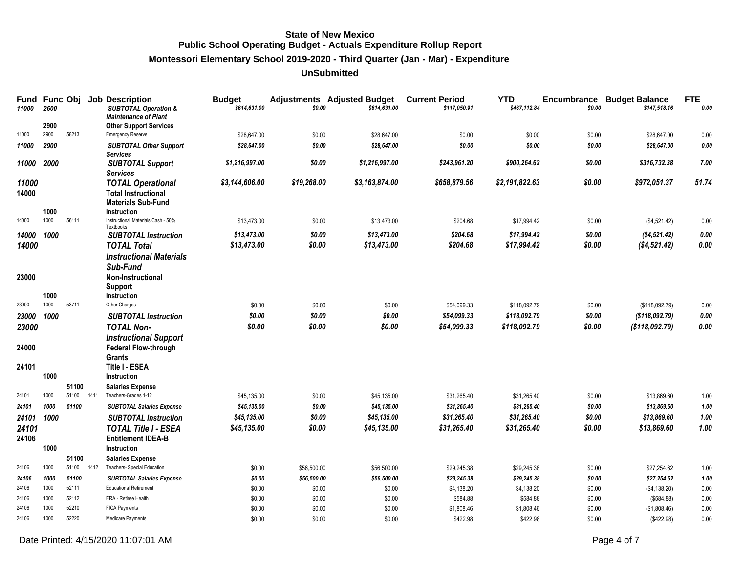# State of New Mexico
## Public School Operating Budget - Actuals Expenditure Rollup Report
### Montessori Elementary School 2019-2020 - Third Quarter (Jan - Mar) - Expenditure
### UnSubmitted

| Fund | Func | Obj | Job | Description | Budget | Adjustments | Adjusted Budget | Current Period | YTD | Encumbrance | Budget Balance | FTE |
|---|---|---|---|---|---|---|---|---|---|---|---|---|
| *11000* | *2600* | | | ***SUBTOTAL Operation & Maintenance of Plant*** | *$614,631.00* | *$0.00* | *$614,631.00* | *$117,050.91* | *$467,112.84* | *$0.00* | *$147,518.16* | *0.00* |
| | **2900** | | | **Other Support Services** | | | | | | | | |
| 11000 | 2900 | 58213 | | Emergency Reserve | $28,647.00 | $0.00 | $28,647.00 | $0.00 | $0.00 | $0.00 | $28,647.00 | 0.00 |
| *11000* | *2900* | | | ***SUBTOTAL Other Support Services*** | *$28,647.00* | *$0.00* | *$28,647.00* | *$0.00* | *$0.00* | *$0.00* | *$28,647.00* | *0.00* |
| *11000* | *2000* | | | ***SUBTOTAL Support Services*** | *$1,216,997.00* | *$0.00* | *$1,216,997.00* | *$243,961.20* | *$900,264.62* | *$0.00* | *$316,732.38* | *7.00* |
| *11000* | | | | ***TOTAL Operational*** | *$3,144,606.00* | *$19,268.00* | *$3,163,874.00* | *$658,879.56* | *$2,191,822.63* | *$0.00* | *$972,051.37* | *51.74* |
| **14000** | | | | **Total Instructional Materials Sub-Fund** | | | | | | | | |
| | **1000** | | | **Instruction** | | | | | | | | |
| 14000 | 1000 | 56111 | | Instructional Materials Cash - 50% Textbooks | $13,473.00 | $0.00 | $13,473.00 | $204.68 | $17,994.42 | $0.00 | ($4,521.42) | 0.00 |
| *14000* | *1000* | | | ***SUBTOTAL Instruction*** | *$13,473.00* | *$0.00* | *$13,473.00* | *$204.68* | *$17,994.42* | *$0.00* | *($4,521.42)* | *0.00* |
| *14000* | | | | ***TOTAL Total Instructional Materials Sub-Fund*** | *$13,473.00* | *$0.00* | *$13,473.00* | *$204.68* | *$17,994.42* | *$0.00* | *($4,521.42)* | *0.00* |
| **23000** | | | | **Non-Instructional Support** | | | | | | | | |
| | **1000** | | | **Instruction** | | | | | | | | |
| 23000 | 1000 | 53711 | | Other Charges | $0.00 | $0.00 | $0.00 | $54,099.33 | $118,092.79 | $0.00 | ($118,092.79) | 0.00 |
| *23000* | *1000* | | | ***SUBTOTAL Instruction*** | *$0.00* | *$0.00* | *$0.00* | *$54,099.33* | *$118,092.79* | *$0.00* | *($118,092.79)* | *0.00* |
| *23000* | | | | ***TOTAL Non-Instructional Support*** | *$0.00* | *$0.00* | *$0.00* | *$54,099.33* | *$118,092.79* | *$0.00* | *($118,092.79)* | *0.00* |
| **24000** | | | | **Federal Flow-through Grants** | | | | | | | | |
| **24101** | | | | **Title I - ESEA** | | | | | | | | |
| | **1000** | | | **Instruction** | | | | | | | | |
| | | **51100** | | **Salaries Expense** | | | | | | | | |
| 24101 | 1000 | 51100 | 1411 | Teachers-Grades 1-12 | $45,135.00 | $0.00 | $45,135.00 | $31,265.40 | $31,265.40 | $0.00 | $13,869.60 | 1.00 |
| *24101* | *1000* | *51100* | | ***SUBTOTAL Salaries Expense*** | *$45,135.00* | *$0.00* | *$45,135.00* | *$31,265.40* | *$31,265.40* | *$0.00* | *$13,869.60* | *1.00* |
| *24101* | *1000* | | | ***SUBTOTAL Instruction*** | *$45,135.00* | *$0.00* | *$45,135.00* | *$31,265.40* | *$31,265.40* | *$0.00* | *$13,869.60* | *1.00* |
| *24101* | | | | ***TOTAL Title I - ESEA*** | *$45,135.00* | *$0.00* | *$45,135.00* | *$31,265.40* | *$31,265.40* | *$0.00* | *$13,869.60* | *1.00* |
| **24106** | | | | **Entitlement IDEA-B** | | | | | | | | |
| | **1000** | | | **Instruction** | | | | | | | | |
| | | **51100** | | **Salaries Expense** | | | | | | | | |
| 24106 | 1000 | 51100 | 1412 | Teachers- Special Education | $0.00 | $56,500.00 | $56,500.00 | $29,245.38 | $29,245.38 | $0.00 | $27,254.62 | 1.00 |
| *24106* | *1000* | *51100* | | ***SUBTOTAL Salaries Expense*** | *$0.00* | *$56,500.00* | *$56,500.00* | *$29,245.38* | *$29,245.38* | *$0.00* | *$27,254.62* | *1.00* |
| 24106 | 1000 | 52111 | | Educational Retirement | $0.00 | $0.00 | $0.00 | $4,138.20 | $4,138.20 | $0.00 | ($4,138.20) | 0.00 |
| 24106 | 1000 | 52112 | | ERA - Retiree Health | $0.00 | $0.00 | $0.00 | $584.88 | $584.88 | $0.00 | ($584.88) | 0.00 |
| 24106 | 1000 | 52210 | | FICA Payments | $0.00 | $0.00 | $0.00 | $1,808.46 | $1,808.46 | $0.00 | ($1,808.46) | 0.00 |
| 24106 | 1000 | 52220 | | Medicare Payments | $0.00 | $0.00 | $0.00 | $422.98 | $422.98 | $0.00 | ($422.98) | 0.00 |

Date Printed: 4/15/2020 11:07:01 AM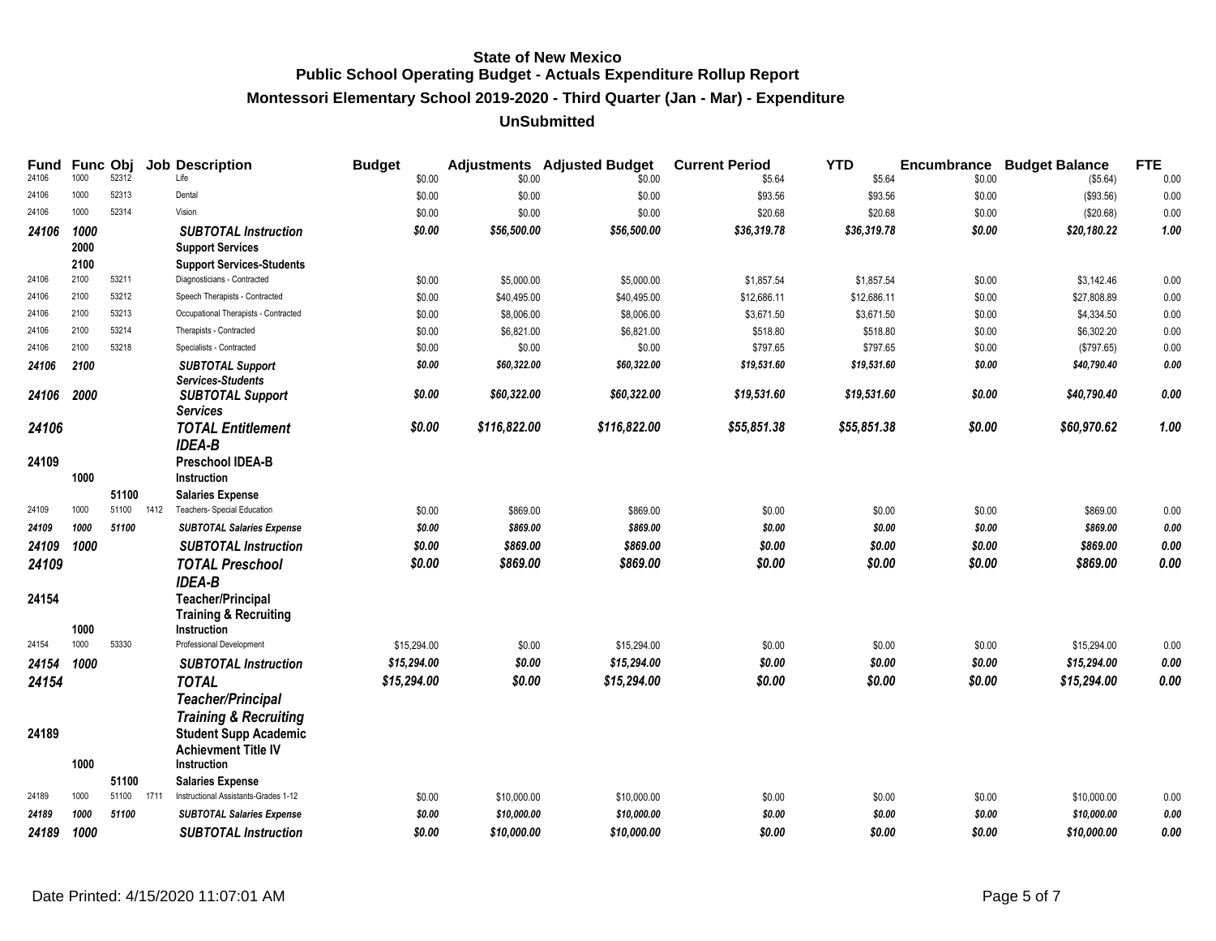# State of New Mexico
## Public School Operating Budget - Actuals Expenditure Rollup Report
### Montessori Elementary School 2019-2020 - Third Quarter (Jan - Mar) - Expenditure
### UnSubmitted

| Fund | Func | Obj | Job | Description | Budget | Adjustments | Adjusted Budget | Current Period | YTD | Encumbrance | Budget Balance | FTE |
|---|---|---|---|---|---|---|---|---|---|---|---|---|
| 24106 | 1000 | 52312 | | Life | $0.00 | $0.00 | $0.00 | $5.64 | $5.64 | $0.00 | ($5.64) | 0.00 |
| 24106 | 1000 | 52313 | | Dental | $0.00 | $0.00 | $0.00 | $93.56 | $93.56 | $0.00 | ($93.56) | 0.00 |
| 24106 | 1000 | 52314 | | Vision | $0.00 | $0.00 | $0.00 | $20.68 | $20.68 | $0.00 | ($20.68) | 0.00 |
| *24106* | *1000* | | | *SUBTOTAL Instruction* | *$0.00* | *$56,500.00* | *$56,500.00* | *$36,319.78* | *$36,319.78* | *$0.00* | *$20,180.22* | *1.00* |
| | **2000** | | | **Support Services** | | | | | | | | |
| | **2100** | | | **Support Services-Students** | | | | | | | | |
| 24106 | 2100 | 53211 | | Diagnosticians - Contracted | $0.00 | $5,000.00 | $5,000.00 | $1,857.54 | $1,857.54 | $0.00 | $3,142.46 | 0.00 |
| 24106 | 2100 | 53212 | | Speech Therapists - Contracted | $0.00 | $40,495.00 | $40,495.00 | $12,686.11 | $12,686.11 | $0.00 | $27,808.89 | 0.00 |
| 24106 | 2100 | 53213 | | Occupational Therapists - Contracted | $0.00 | $8,006.00 | $8,006.00 | $3,671.50 | $3,671.50 | $0.00 | $4,334.50 | 0.00 |
| 24106 | 2100 | 53214 | | Therapists - Contracted | $0.00 | $6,821.00 | $6,821.00 | $518.80 | $518.80 | $0.00 | $6,302.20 | 0.00 |
| 24106 | 2100 | 53218 | | Specialists - Contracted | $0.00 | $0.00 | $0.00 | $797.65 | $797.65 | $0.00 | ($797.65) | 0.00 |
| *24106* | *2100* | | | *SUBTOTAL Support Services-Students* | *$0.00* | *$60,322.00* | *$60,322.00* | *$19,531.60* | *$19,531.60* | *$0.00* | *$40,790.40* | *0.00* |
| *24106* | *2000* | | | *SUBTOTAL Support Services* | *$0.00* | *$60,322.00* | *$60,322.00* | *$19,531.60* | *$19,531.60* | *$0.00* | *$40,790.40* | *0.00* |
| *24106* | | | | *TOTAL Entitlement IDEA-B* | *$0.00* | *$116,822.00* | *$116,822.00* | *$55,851.38* | *$55,851.38* | *$0.00* | *$60,970.62* | *1.00* |
| **24109** | | | | **Preschool IDEA-B** | | | | | | | | |
| | **1000** | | | **Instruction** | | | | | | | | |
| | | **51100** | | **Salaries Expense** | | | | | | | | |
| 24109 | 1000 | 51100 | 1412 | Teachers- Special Education | $0.00 | $869.00 | $869.00 | $0.00 | $0.00 | $0.00 | $869.00 | 0.00 |
| *24109* | *1000* | *51100* | | *SUBTOTAL Salaries Expense* | *$0.00* | *$869.00* | *$869.00* | *$0.00* | *$0.00* | *$0.00* | *$869.00* | *0.00* |
| *24109* | *1000* | | | *SUBTOTAL Instruction* | *$0.00* | *$869.00* | *$869.00* | *$0.00* | *$0.00* | *$0.00* | *$869.00* | *0.00* |
| *24109* | | | | *TOTAL Preschool IDEA-B* | *$0.00* | *$869.00* | *$869.00* | *$0.00* | *$0.00* | *$0.00* | *$869.00* | *0.00* |
| **24154** | | | | **Teacher/Principal Training & Recruiting** | | | | | | | | |
| | **1000** | | | **Instruction** | | | | | | | | |
| 24154 | 1000 | 53330 | | Professional Development | $15,294.00 | $0.00 | $15,294.00 | $0.00 | $0.00 | $0.00 | $15,294.00 | 0.00 |
| *24154* | *1000* | | | *SUBTOTAL Instruction* | *$15,294.00* | *$0.00* | *$15,294.00* | *$0.00* | *$0.00* | *$0.00* | *$15,294.00* | *0.00* |
| *24154* | | | | *TOTAL Teacher/Principal Training & Recruiting* | *$15,294.00* | *$0.00* | *$15,294.00* | *$0.00* | *$0.00* | *$0.00* | *$15,294.00* | *0.00* |
| **24189** | | | | **Student Supp Academic Achievment Title IV** | | | | | | | | |
| | **1000** | | | **Instruction** | | | | | | | | |
| | | **51100** | | **Salaries Expense** | | | | | | | | |
| 24189 | 1000 | 51100 | 1711 | Instructional Assistants-Grades 1-12 | $0.00 | $10,000.00 | $10,000.00 | $0.00 | $0.00 | $0.00 | $10,000.00 | 0.00 |
| *24189* | *1000* | *51100* | | *SUBTOTAL Salaries Expense* | *$0.00* | *$10,000.00* | *$10,000.00* | *$0.00* | *$0.00* | *$0.00* | *$10,000.00* | *0.00* |
| *24189* | *1000* | | | *SUBTOTAL Instruction* | *$0.00* | *$10,000.00* | *$10,000.00* | *$0.00* | *$0.00* | *$0.00* | *$10,000.00* | *0.00* |

Date Printed: 4/15/2020 11:07:01 AM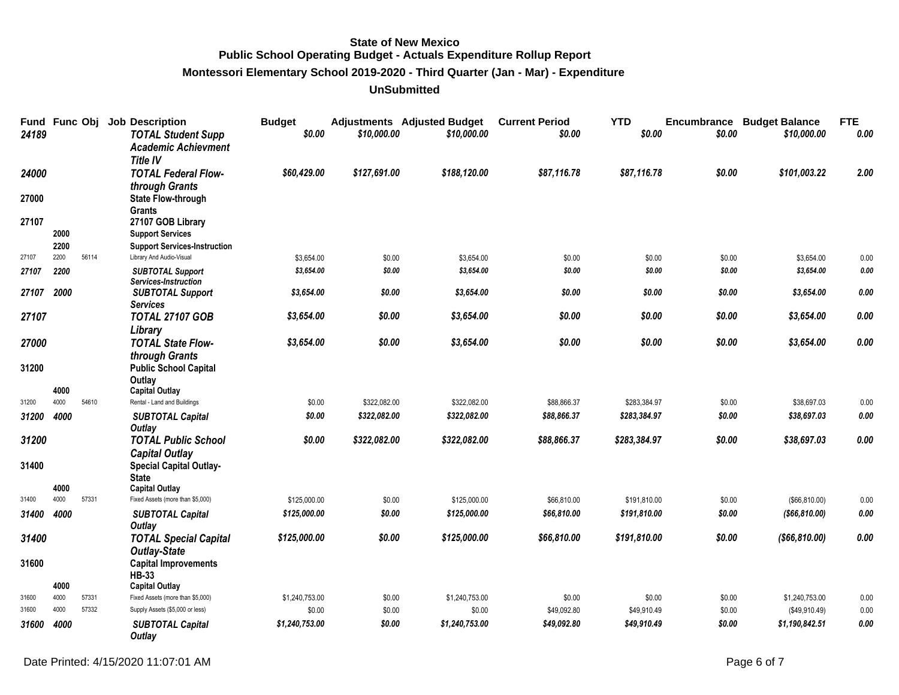## State of New Mexico
## Public School Operating Budget - Actuals Expenditure Rollup Report
### Montessori Elementary School 2019-2020 - Third Quarter (Jan - Mar) - Expenditure
### UnSubmitted

| Fund | Func | Obj | Job | Description | Budget | Adjustments | Adjusted Budget | Current Period | YTD | Encumbrance | Budget Balance | FTE |
|---|---|---|---|---|---|---|---|---|---|---|---|---|
| *24189* | | | | ***TOTAL Student Supp Academic Achievment Title IV*** | *$0.00* | *$10,000.00* | *$10,000.00* | *$0.00* | *$0.00* | *$0.00* | *$10,000.00* | *0.00* |
| *24000* | | | | ***TOTAL Federal Flow-through Grants*** | *$60,429.00* | *$127,691.00* | *$188,120.00* | *$87,116.78* | *$87,116.78* | *$0.00* | *$101,003.22* | *2.00* |
| 27000 | | | | **State Flow-through Grants** | | | | | | | | |
| 27107 | | | | **27107 GOB Library** | | | | | | | | |
| | 2000 | | | **Support Services** | | | | | | | | |
| | 2200 | | | **Support Services-Instruction** | | | | | | | | |
| 27107 | 2200 | 56114 | | Library And Audio-Visual | $3,654.00 | $0.00 | $3,654.00 | $0.00 | $0.00 | $0.00 | $3,654.00 | 0.00 |
| *27107* | *2200* | | | ***SUBTOTAL Support Services-Instruction*** | *$3,654.00* | *$0.00* | *$3,654.00* | *$0.00* | *$0.00* | *$0.00* | *$3,654.00* | *0.00* |
| *27107* | *2000* | | | ***SUBTOTAL Support Services*** | *$3,654.00* | *$0.00* | *$3,654.00* | *$0.00* | *$0.00* | *$0.00* | *$3,654.00* | *0.00* |
| *27107* | | | | ***TOTAL 27107 GOB Library*** | *$3,654.00* | *$0.00* | *$3,654.00* | *$0.00* | *$0.00* | *$0.00* | *$3,654.00* | *0.00* |
| *27000* | | | | ***TOTAL State Flow-through Grants*** | *$3,654.00* | *$0.00* | *$3,654.00* | *$0.00* | *$0.00* | *$0.00* | *$3,654.00* | *0.00* |
| 31200 | | | | **Public School Capital Outlay** | | | | | | | | |
| | 4000 | | | **Capital Outlay** | | | | | | | | |
| 31200 | 4000 | 54610 | | Rental - Land and Buildings | $0.00 | $322,082.00 | $322,082.00 | $88,866.37 | $283,384.97 | $0.00 | $38,697.03 | 0.00 |
| *31200* | *4000* | | | ***SUBTOTAL Capital Outlay*** | *$0.00* | *$322,082.00* | *$322,082.00* | *$88,866.37* | *$283,384.97* | *$0.00* | *$38,697.03* | *0.00* |
| *31200* | | | | ***TOTAL Public School Capital Outlay*** | *$0.00* | *$322,082.00* | *$322,082.00* | *$88,866.37* | *$283,384.97* | *$0.00* | *$38,697.03* | *0.00* |
| 31400 | | | | **Special Capital Outlay-State** | | | | | | | | |
| | 4000 | | | **Capital Outlay** | | | | | | | | |
| 31400 | 4000 | 57331 | | Fixed Assets (more than $5,000) | $125,000.00 | $0.00 | $125,000.00 | $66,810.00 | $191,810.00 | $0.00 | ($66,810.00) | 0.00 |
| *31400* | *4000* | | | ***SUBTOTAL Capital Outlay*** | *$125,000.00* | *$0.00* | *$125,000.00* | *$66,810.00* | *$191,810.00* | *$0.00* | *($66,810.00)* | *0.00* |
| *31400* | | | | ***TOTAL Special Capital Outlay-State*** | *$125,000.00* | *$0.00* | *$125,000.00* | *$66,810.00* | *$191,810.00* | *$0.00* | *($66,810.00)* | *0.00* |
| 31600 | | | | **Capital Improvements HB-33** | | | | | | | | |
| | 4000 | | | **Capital Outlay** | | | | | | | | |
| 31600 | 4000 | 57331 | | Fixed Assets (more than $5,000) | $1,240,753.00 | $0.00 | $1,240,753.00 | $0.00 | $0.00 | $0.00 | $1,240,753.00 | 0.00 |
| 31600 | 4000 | 57332 | | Supply Assets ($5,000 or less) | $0.00 | $0.00 | $0.00 | $49,092.80 | $49,910.49 | $0.00 | ($49,910.49) | 0.00 |
| *31600* | *4000* | | | ***SUBTOTAL Capital Outlay*** | *$1,240,753.00* | *$0.00* | *$1,240,753.00* | *$49,092.80* | *$49,910.49* | *$0.00* | *$1,190,842.51* | *0.00* |

Date Printed: 4/15/2020 11:07:01 AM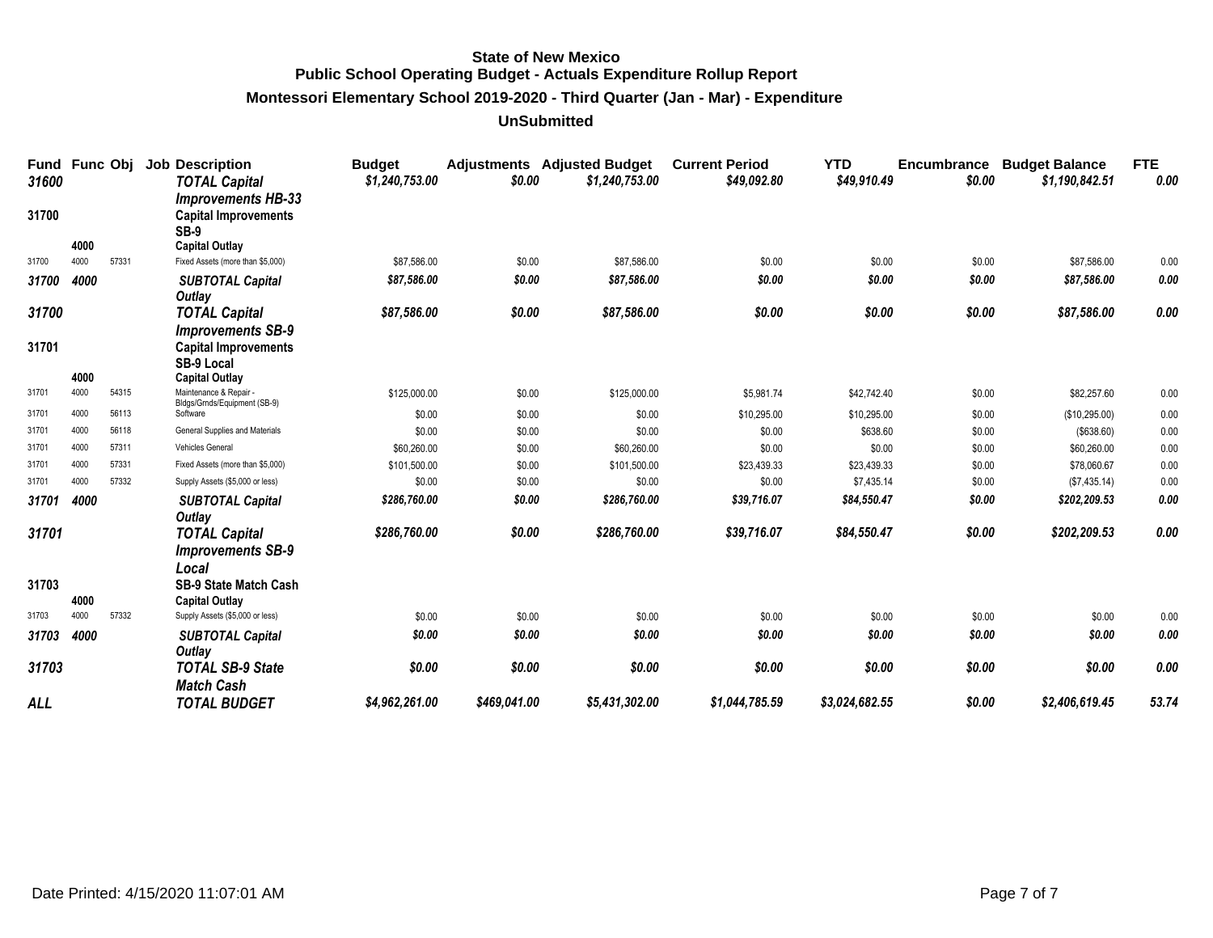# State of New Mexico
## Public School Operating Budget - Actuals Expenditure Rollup Report
### Montessori Elementary School 2019-2020 - Third Quarter (Jan - Mar) - Expenditure
### UnSubmitted

| Fund | Func | Obj | Job | Description | Budget | Adjustments | Adjusted Budget | Current Period | YTD | Encumbrance | Budget Balance | FTE |
|---|---|---|---|---|---|---|---|---|---|---|---|---|
| *31600* | | | | ***TOTAL Capital Improvements HB-33*** | *$1,240,753.00* | *$0.00* | *$1,240,753.00* | *$49,092.80* | *$49,910.49* | *$0.00* | *$1,190,842.51* | *0.00* |
| **31700** | | | | **Capital Improvements SB-9** | | | | | | | | |
| | **4000** | | | **Capital Outlay** | | | | | | | | |
| 31700 | 4000 | 57331 | | Fixed Assets (more than $5,000) | $87,586.00 | $0.00 | $87,586.00 | $0.00 | $0.00 | $0.00 | $87,586.00 | 0.00 |
| *31700* | *4000* | | | ***SUBTOTAL Capital Outlay*** | *$87,586.00* | *$0.00* | *$87,586.00* | *$0.00* | *$0.00* | *$0.00* | *$87,586.00* | *0.00* |
| *31700* | | | | ***TOTAL Capital Improvements SB-9*** | *$87,586.00* | *$0.00* | *$87,586.00* | *$0.00* | *$0.00* | *$0.00* | *$87,586.00* | *0.00* |
| **31701** | | | | **Capital Improvements SB-9 Local** | | | | | | | | |
| | **4000** | | | **Capital Outlay** | | | | | | | | |
| 31701 | 4000 | 54315 | | Maintenance & Repair - Bldgs/Grnds/Equipment (SB-9) | $125,000.00 | $0.00 | $125,000.00 | $5,981.74 | $42,742.40 | $0.00 | $82,257.60 | 0.00 |
| 31701 | 4000 | 56113 | | Software | $0.00 | $0.00 | $0.00 | $10,295.00 | $10,295.00 | $0.00 | ($10,295.00) | 0.00 |
| 31701 | 4000 | 56118 | | General Supplies and Materials | $0.00 | $0.00 | $0.00 | $0.00 | $638.60 | $0.00 | ($638.60) | 0.00 |
| 31701 | 4000 | 57311 | | Vehicles General | $60,260.00 | $0.00 | $60,260.00 | $0.00 | $0.00 | $0.00 | $60,260.00 | 0.00 |
| 31701 | 4000 | 57331 | | Fixed Assets (more than $5,000) | $101,500.00 | $0.00 | $101,500.00 | $23,439.33 | $23,439.33 | $0.00 | $78,060.67 | 0.00 |
| 31701 | 4000 | 57332 | | Supply Assets ($5,000 or less) | $0.00 | $0.00 | $0.00 | $0.00 | $7,435.14 | $0.00 | ($7,435.14) | 0.00 |
| *31701* | *4000* | | | ***SUBTOTAL Capital Outlay*** | *$286,760.00* | *$0.00* | *$286,760.00* | *$39,716.07* | *$84,550.47* | *$0.00* | *$202,209.53* | *0.00* |
| *31701* | | | | ***TOTAL Capital Improvements SB-9 Local*** | *$286,760.00* | *$0.00* | *$286,760.00* | *$39,716.07* | *$84,550.47* | *$0.00* | *$202,209.53* | *0.00* |
| **31703** | | | | **SB-9 State Match Cash** | | | | | | | | |
| | **4000** | | | **Capital Outlay** | | | | | | | | |
| 31703 | 4000 | 57332 | | Supply Assets ($5,000 or less) | $0.00 | $0.00 | $0.00 | $0.00 | $0.00 | $0.00 | $0.00 | 0.00 |
| *31703* | *4000* | | | ***SUBTOTAL Capital Outlay*** | *$0.00* | *$0.00* | *$0.00* | *$0.00* | *$0.00* | *$0.00* | *$0.00* | *0.00* |
| *31703* | | | | ***TOTAL SB-9 State Match Cash*** | *$0.00* | *$0.00* | *$0.00* | *$0.00* | *$0.00* | *$0.00* | *$0.00* | *0.00* |
| ***ALL*** | | | | ***TOTAL BUDGET*** | *$4,962,261.00* | *$469,041.00* | *$5,431,302.00* | *$1,044,785.59* | *$3,024,682.55* | *$0.00* | *$2,406,619.45* | *53.74* |

Date Printed: 4/15/2020 11:07:01 AM